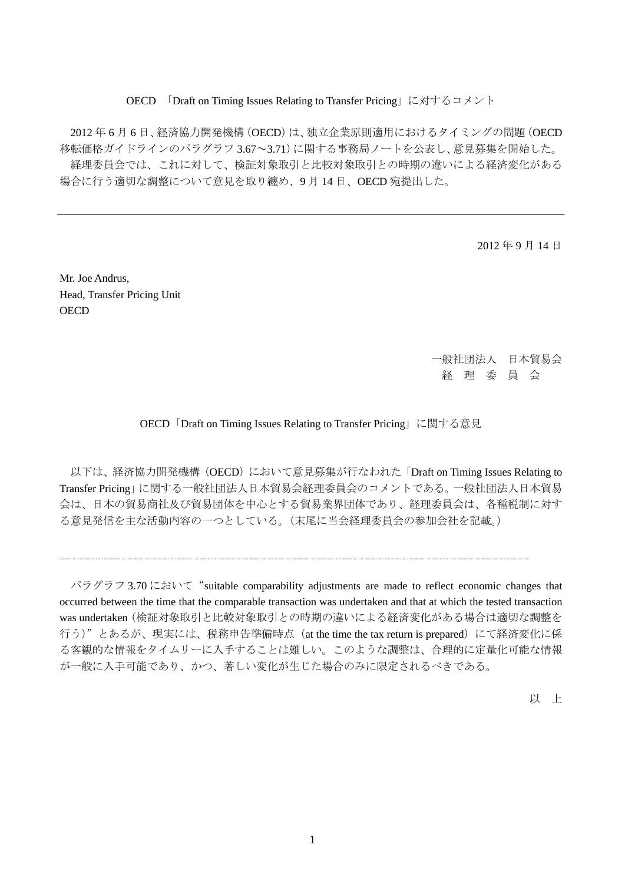OECD 「Draft on Timing Issues Relating to Transfer Pricing」に対するコメント

2012 年 6 月 6 日、経済協力開発機構（OECD）は、独立企業原則適用におけるタイミングの問題（OECD 移転価格ガイドラインのパラグラフ 3.67〜3.71）に関する事務局ノートを公表し、意見募集を開始した。
経理委員会では、これに対して、検証対象取引と比較対象取引との時期の違いによる経済変化がある場合に行う適切な調整について意見を取り纏め、9 月 14 日、OECD 宛提出した。

---

2012 年 9 月 14 日

Mr. Joe Andrus,
Head, Transfer Pricing Unit
OECD

一般社団法人　日本貿易会
経　理　委　員　会

OECD「Draft on Timing Issues Relating to Transfer Pricing」に関する意見

以下は、経済協力開発機構（OECD）において意見募集が行なわれた「Draft on Timing Issues Relating to Transfer Pricing」に関する一般社団法人日本貿易会経理委員会のコメントである。一般社団法人日本貿易会は、日本の貿易商社及び貿易団体を中心とする貿易業界団体であり、経理委員会は、各種税制に対する意見発信を主な活動内容の一つとしている。（末尾に当会経理委員会の参加会社を記載。）

---

パラグラフ 3.70 において“suitable comparability adjustments are made to reflect economic changes that occurred between the time that the comparable transaction was undertaken and that at which the tested transaction was undertaken（検証対象取引と比較対象取引との時期の違いによる経済変化がある場合は適切な調整を行う）”とあるが、現実には、税務申告準備時点（at the time the tax return is prepared）にて経済変化に係る客観的な情報をタイムリーに入手することは難しい。このような調整は、合理的に定量化可能な情報が一般に入手可能であり、かつ、著しい変化が生じた場合のみに限定されるべきである。

以　上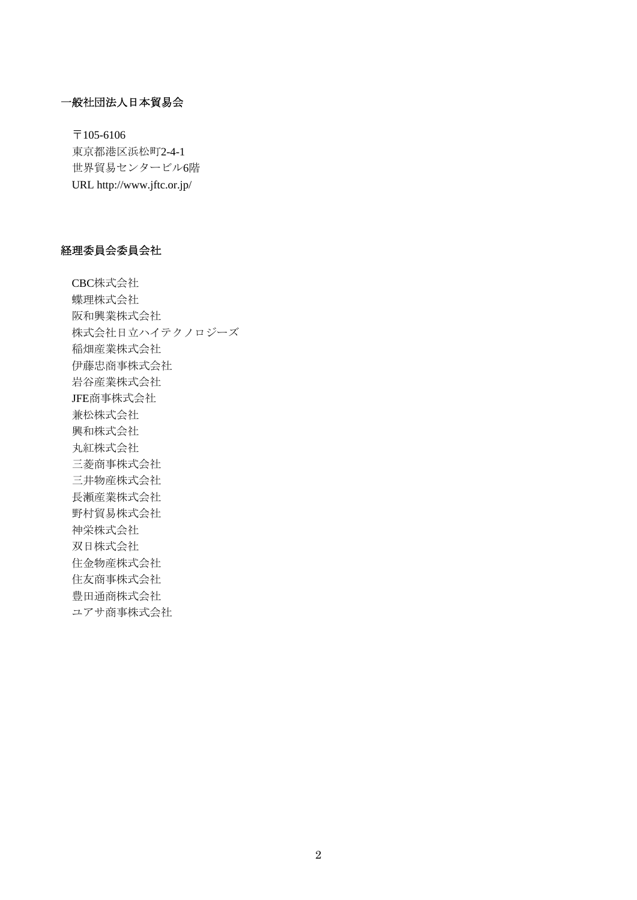## 一般社団法人日本貿易会

〒105-6106
東京都港区浜松町2-4-1
世界貿易センタービル6階
URL http://www.jftc.or.jp/

## 経理委員会委員会社

CBC株式会社
蝶理株式会社
阪和興業株式会社
株式会社日立ハイテクノロジーズ
稲畑産業株式会社
伊藤忠商事株式会社
岩谷産業株式会社
JFE商事株式会社
兼松株式会社
興和株式会社
丸紅株式会社
三菱商事株式会社
三井物産株式会社
長瀬産業株式会社
野村貿易株式会社
神栄株式会社
双日株式会社
住金物産株式会社
住友商事株式会社
豊田通商株式会社
ユアサ商事株式会社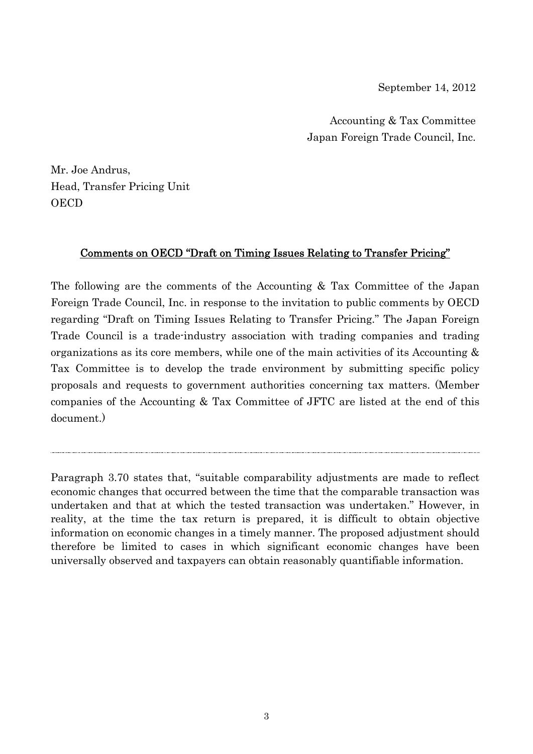September 14, 2012

Accounting & Tax Committee
Japan Foreign Trade Council, Inc.

Mr. Joe Andrus,
Head, Transfer Pricing Unit
OECD

## Comments on OECD "Draft on Timing Issues Relating to Transfer Pricing"

The following are the comments of the Accounting & Tax Committee of the Japan Foreign Trade Council, Inc. in response to the invitation to public comments by OECD regarding "Draft on Timing Issues Relating to Transfer Pricing." The Japan Foreign Trade Council is a trade-industry association with trading companies and trading organizations as its core members, while one of the main activities of its Accounting & Tax Committee is to develop the trade environment by submitting specific policy proposals and requests to government authorities concerning tax matters. (Member companies of the Accounting & Tax Committee of JFTC are listed at the end of this document.)

---

Paragraph 3.70 states that, "suitable comparability adjustments are made to reflect economic changes that occurred between the time that the comparable transaction was undertaken and that at which the tested transaction was undertaken." However, in reality, at the time the tax return is prepared, it is difficult to obtain objective information on economic changes in a timely manner. The proposed adjustment should therefore be limited to cases in which significant economic changes have been universally observed and taxpayers can obtain reasonably quantifiable information.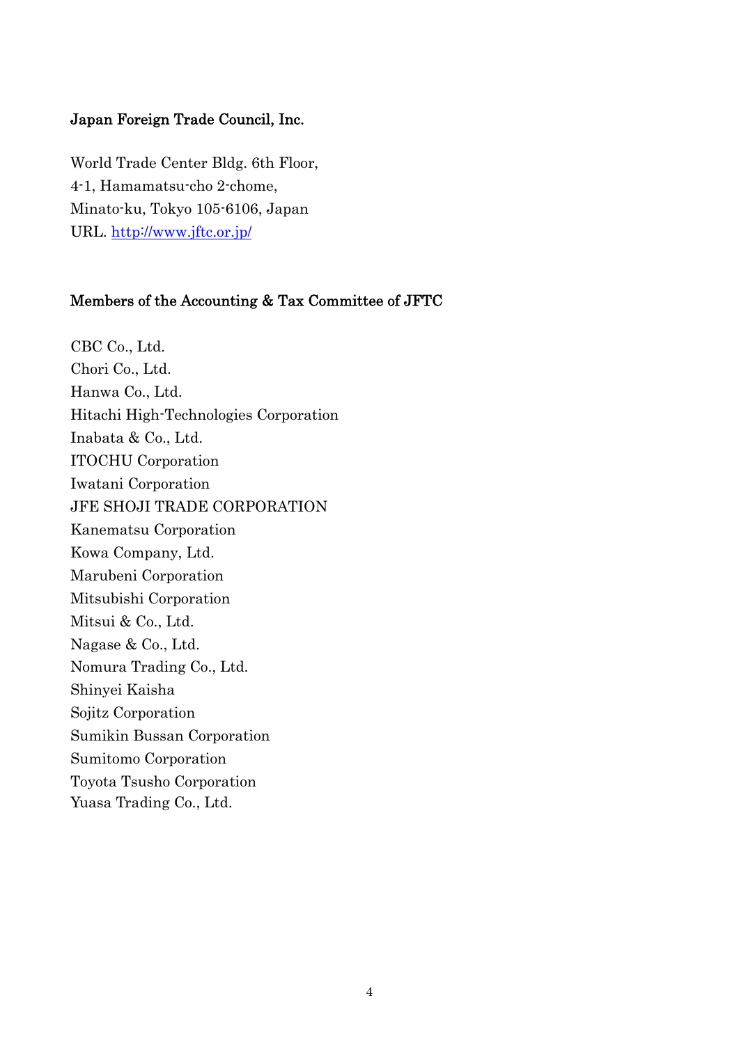**Japan Foreign Trade Council, Inc.**

World Trade Center Bldg. 6th Floor,
4-1, Hamamatsu-cho 2-chome,
Minato-ku, Tokyo 105-6106, Japan
URL. http://www.jftc.or.jp/

**Members of the Accounting & Tax Committee of JFTC**

CBC Co., Ltd.
Chori Co., Ltd.
Hanwa Co., Ltd.
Hitachi High-Technologies Corporation
Inabata & Co., Ltd.
ITOCHU Corporation
Iwatani Corporation
JFE SHOJI TRADE CORPORATION
Kanematsu Corporation
Kowa Company, Ltd.
Marubeni Corporation
Mitsubishi Corporation
Mitsui & Co., Ltd.
Nagase & Co., Ltd.
Nomura Trading Co., Ltd.
Shinyei Kaisha
Sojitz Corporation
Sumikin Bussan Corporation
Sumitomo Corporation
Toyota Tsusho Corporation
Yuasa Trading Co., Ltd.